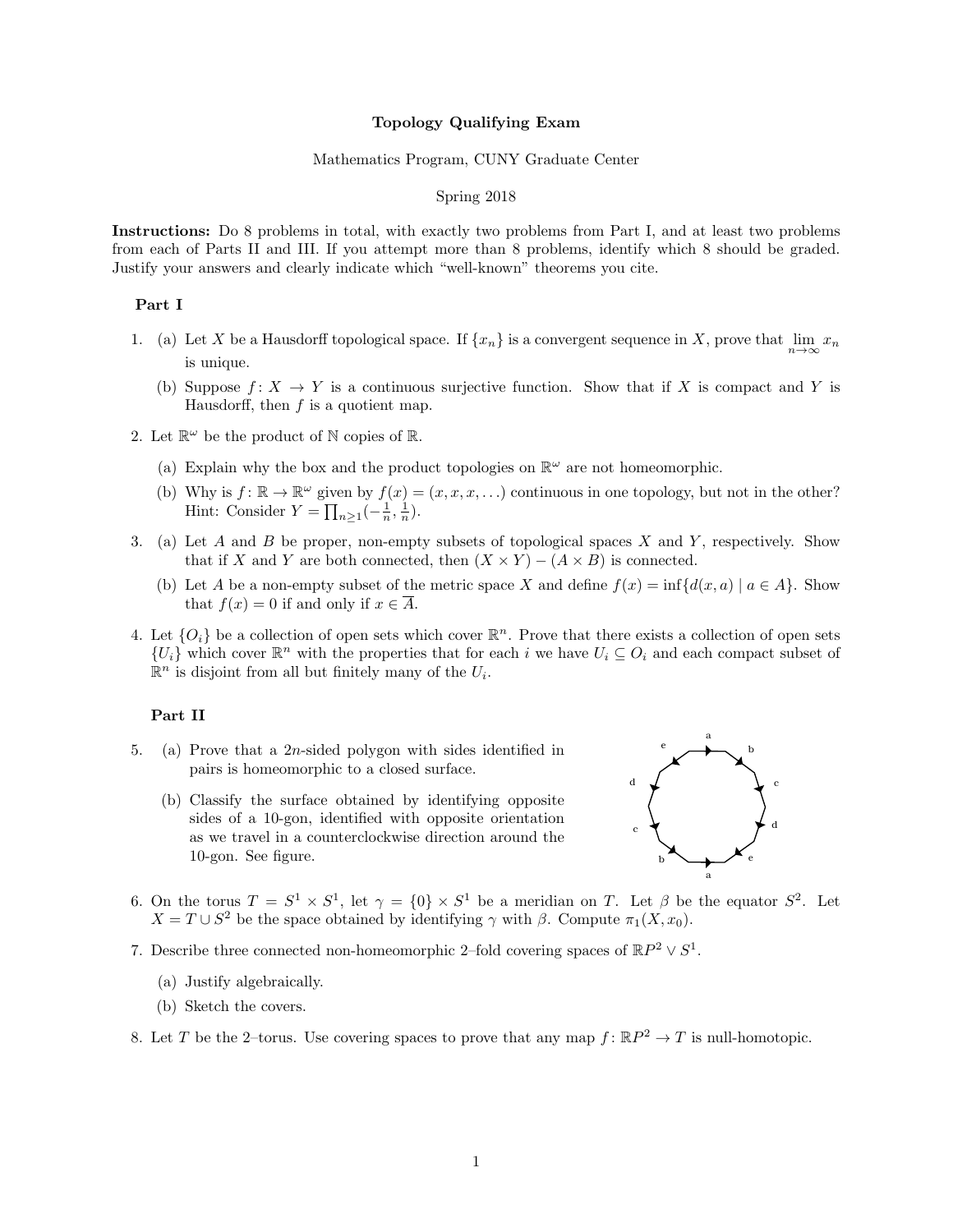**Topology Qualifying Exam**

Mathematics Program, CUNY Graduate Center

Spring 2018

**Instructions:** Do 8 problems in total, with exactly two problems from Part I, and at least two problems from each of Parts II and III. If you attempt more than 8 problems, identify which 8 should be graded. Justify your answers and clearly indicate which "well-known" theorems you cite.

### Part I

1. (a) Let $X$ be a Hausdorff topological space. If $\{x_n\}$ is a convergent sequence in $X$, prove that $\lim_{n\to\infty} x_n$ is unique.

   (b) Suppose $f\colon X \to Y$ is a continuous surjective function. Show that if $X$ is compact and $Y$ is Hausdorff, then $f$ is a quotient map.

2. Let $\mathbb{R}^\omega$ be the product of $\mathbb{N}$ copies of $\mathbb{R}$.

   (a) Explain why the box and the product topologies on $\mathbb{R}^\omega$ are not homeomorphic.

   (b) Why is $f\colon \mathbb{R} \to \mathbb{R}^\omega$ given by $f(x) = (x, x, x, \ldots)$ continuous in one topology, but not in the other? Hint: Consider $Y = \prod_{n\geq 1}(-\frac{1}{n}, \frac{1}{n})$.

3. (a) Let $A$ and $B$ be proper, non-empty subsets of topological spaces $X$ and $Y$, respectively. Show that if $X$ and $Y$ are both connected, then $(X \times Y) - (A \times B)$ is connected.

   (b) Let $A$ be a non-empty subset of the metric space $X$ and define $f(x) = \inf\{d(x,a) \mid a \in A\}$. Show that $f(x) = 0$ if and only if $x \in \overline{A}$.

4. Let $\{O_i\}$ be a collection of open sets which cover $\mathbb{R}^n$. Prove that there exists a collection of open sets $\{U_i\}$ which cover $\mathbb{R}^n$ with the properties that for each $i$ we have $U_i \subseteq O_i$ and each compact subset of $\mathbb{R}^n$ is disjoint from all but finitely many of the $U_i$.

### Part II

5. (a) Prove that a $2n$-sided polygon with sides identified in pairs is homeomorphic to a closed surface.

   (b) Classify the surface obtained by identifying opposite sides of a 10-gon, identified with opposite orientation as we travel in a counterclockwise direction around the 10-gon. See figure.

6. On the torus $T = S^1 \times S^1$, let $\gamma = \{0\} \times S^1$ be a meridian on $T$. Let $\beta$ be the equator $S^2$. Let $X = T \cup S^2$ be the space obtained by identifying $\gamma$ with $\beta$. Compute $\pi_1(X, x_0)$.

7. Describe three connected non-homeomorphic 2–fold covering spaces of $\mathbb{R}P^2 \vee S^1$.

   (a) Justify algebraically.

   (b) Sketch the covers.

8. Let $T$ be the 2–torus. Use covering spaces to prove that any map $f\colon \mathbb{R}P^2 \to T$ is null-homotopic.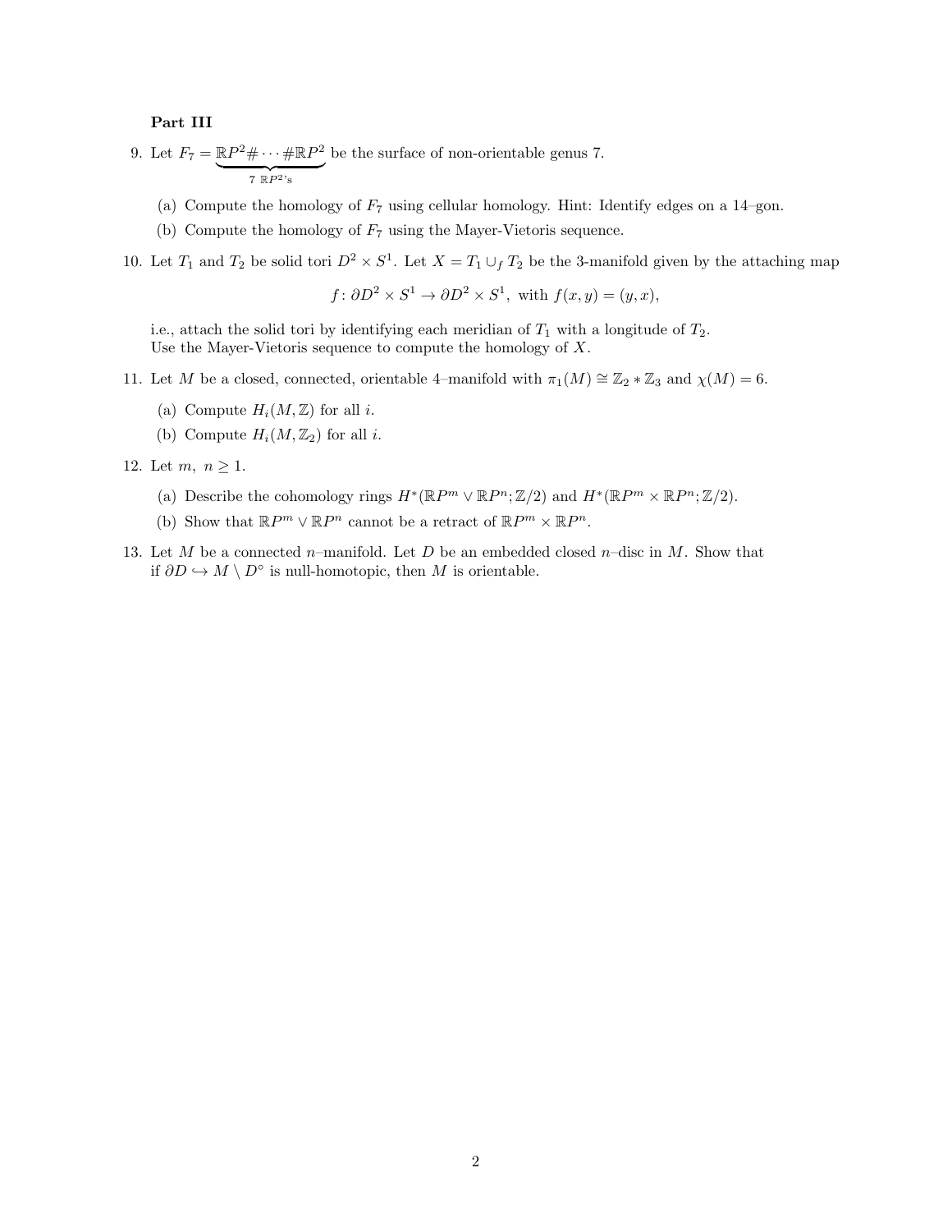**Part III**

9. Let $F_7 = \underbrace{\mathbb{R}P^2 \# \cdots \# \mathbb{R}P^2}_{7\ \mathbb{R}P^2\text{'s}}$ be the surface of non-orientable genus 7.

   (a) Compute the homology of $F_7$ using cellular homology. Hint: Identify edges on a 14–gon.

   (b) Compute the homology of $F_7$ using the Mayer-Vietoris sequence.

10. Let $T_1$ and $T_2$ be solid tori $D^2 \times S^1$. Let $X = T_1 \cup_f T_2$ be the 3-manifold given by the attaching map

$$f\colon \partial D^2 \times S^1 \to \partial D^2 \times S^1, \text{ with } f(x, y) = (y, x),$$

   i.e., attach the solid tori by identifying each meridian of $T_1$ with a longitude of $T_2$.
   Use the Mayer-Vietoris sequence to compute the homology of $X$.

11. Let $M$ be a closed, connected, orientable 4–manifold with $\pi_1(M) \cong \mathbb{Z}_2 * \mathbb{Z}_3$ and $\chi(M) = 6$.

   (a) Compute $H_i(M, \mathbb{Z})$ for all $i$.

   (b) Compute $H_i(M, \mathbb{Z}_2)$ for all $i$.

12. Let $m,\ n \geq 1$.

   (a) Describe the cohomology rings $H^*(\mathbb{R}P^m \vee \mathbb{R}P^n; \mathbb{Z}/2)$ and $H^*(\mathbb{R}P^m \times \mathbb{R}P^n; \mathbb{Z}/2)$.

   (b) Show that $\mathbb{R}P^m \vee \mathbb{R}P^n$ cannot be a retract of $\mathbb{R}P^m \times \mathbb{R}P^n$.

13. Let $M$ be a connected $n$–manifold. Let $D$ be an embedded closed $n$–disc in $M$. Show that if $\partial D \hookrightarrow M \setminus D^\circ$ is null-homotopic, then $M$ is orientable.